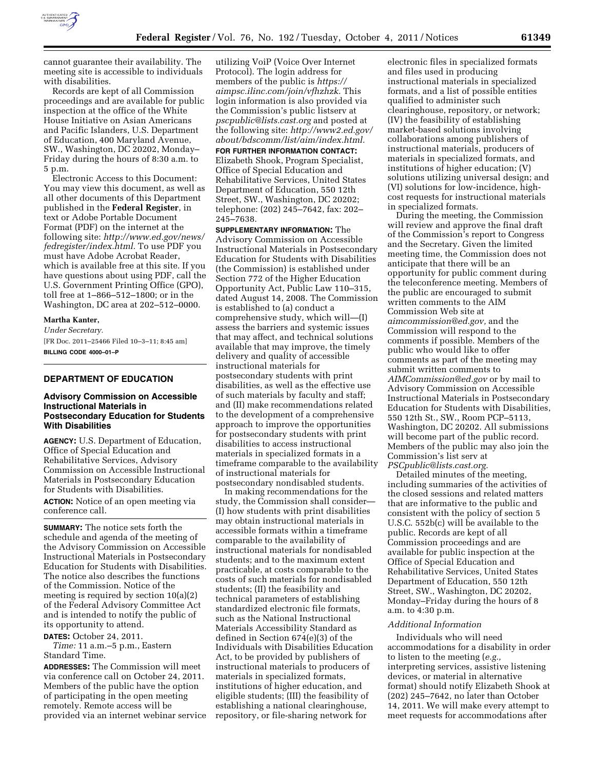cannot guarantee their availability. The meeting site is accessible to individuals with disabilities.

Records are kept of all Commission proceedings and are available for public inspection at the office of the White House Initiative on Asian Americans and Pacific Islanders, U.S. Department of Education, 400 Maryland Avenue, SW., Washington, DC 20202, Monday–Friday during the hours of 8:30 a.m. to 5 p.m.

Electronic Access to this Document: You may view this document, as well as all other documents of this Department published in the **Federal Register**, in text or Adobe Portable Document Format (PDF) on the internet at the following site: *http://www.ed.gov/news/fedregister/index.html.* To use PDF you must have Adobe Acrobat Reader, which is available free at this site. If you have questions about using PDF, call the U.S. Government Printing Office (GPO), toll free at 1–866–512–1800; or in the Washington, DC area at 202–512–0000.

**Martha Kanter,**

*Under Secretary.*

[FR Doc. 2011–25466 Filed 10–3–11; 8:45 am]

**BILLING CODE 4000–01–P**

## DEPARTMENT OF EDUCATION

### Advisory Commission on Accessible Instructional Materials in Postsecondary Education for Students With Disabilities

**AGENCY:** U.S. Department of Education, Office of Special Education and Rehabilitative Services, Advisory Commission on Accessible Instructional Materials in Postsecondary Education for Students with Disabilities.

**ACTION:** Notice of an open meeting via conference call.

**SUMMARY:** The notice sets forth the schedule and agenda of the meeting of the Advisory Commission on Accessible Instructional Materials in Postsecondary Education for Students with Disabilities. The notice also describes the functions of the Commission. Notice of the meeting is required by section 10(a)(2) of the Federal Advisory Committee Act and is intended to notify the public of its opportunity to attend.

**DATES:** October 24, 2011.

*Time:* 11 a.m.–5 p.m., Eastern Standard Time.

**ADDRESSES:** The Commission will meet via conference call on October 24, 2011. Members of the public have the option of participating in the open meeting remotely. Remote access will be provided via an internet webinar service utilizing VoiP (Voice Over Internet Protocol). The login address for members of the public is *https://aimpsc.ilinc.com/join/vfhzhzk.* This login information is also provided via the Commission's public listserv at *pscpublic@lists.cast.org* and posted at the following site: *http://www2.ed.gov/about/bdscomm/list/aim/index.html.*

**FOR FURTHER INFORMATION CONTACT:** Elizabeth Shook, Program Specialist, Office of Special Education and Rehabilitative Services, United States Department of Education, 550 12th Street, SW., Washington, DC 20202; telephone: (202) 245–7642, fax: 202–245–7638.

**SUPPLEMENTARY INFORMATION:** The Advisory Commission on Accessible Instructional Materials in Postsecondary Education for Students with Disabilities (the Commission) is established under Section 772 of the Higher Education Opportunity Act, Public Law 110–315, dated August 14, 2008. The Commission is established to (a) conduct a comprehensive study, which will—(I) assess the barriers and systemic issues that may affect, and technical solutions available that may improve, the timely delivery and quality of accessible instructional materials for postsecondary students with print disabilities, as well as the effective use of such materials by faculty and staff; and (II) make recommendations related to the development of a comprehensive approach to improve the opportunities for postsecondary students with print disabilities to access instructional materials in specialized formats in a timeframe comparable to the availability of instructional materials for postsecondary nondisabled students.

In making recommendations for the study, the Commission shall consider—(I) how students with print disabilities may obtain instructional materials in accessible formats within a timeframe comparable to the availability of instructional materials for nondisabled students; and to the maximum extent practicable, at costs comparable to the costs of such materials for nondisabled students; (II) the feasibility and technical parameters of establishing standardized electronic file formats, such as the National Instructional Materials Accessibility Standard as defined in Section 674(e)(3) of the Individuals with Disabilities Education Act, to be provided by publishers of instructional materials to producers of materials in specialized formats, institutions of higher education, and eligible students; (III) the feasibility of establishing a national clearinghouse, repository, or file-sharing network for electronic files in specialized formats and files used in producing instructional materials in specialized formats, and a list of possible entities qualified to administer such clearinghouse, repository, or network; (IV) the feasibility of establishing market-based solutions involving collaborations among publishers of instructional materials, producers of materials in specialized formats, and institutions of higher education; (V) solutions utilizing universal design; and (VI) solutions for low-incidence, high-cost requests for instructional materials in specialized formats.

During the meeting, the Commission will review and approve the final draft of the Commission's report to Congress and the Secretary. Given the limited meeting time, the Commission does not anticipate that there will be an opportunity for public comment during the teleconference meeting. Members of the public are encouraged to submit written comments to the AIM Commission Web site at *aimcommission@ed.gov,* and the Commission will respond to the comments if possible. Members of the public who would like to offer comments as part of the meeting may submit written comments to *AIMCommission@ed.gov* or by mail to Advisory Commission on Accessible Instructional Materials in Postsecondary Education for Students with Disabilities, 550 12th St., SW., Room PCP–5113, Washington, DC 20202. All submissions will become part of the public record. Members of the public may also join the Commission's list serv at *PSCpublic@lists.cast.org.*

Detailed minutes of the meeting, including summaries of the activities of the closed sessions and related matters that are informative to the public and consistent with the policy of section 5 U.S.C. 552b(c) will be available to the public. Records are kept of all Commission proceedings and are available for public inspection at the Office of Special Education and Rehabilitative Services, United States Department of Education, 550 12th Street, SW., Washington, DC 20202, Monday–Friday during the hours of 8 a.m. to 4:30 p.m.

*Additional Information*

Individuals who will need accommodations for a disability in order to listen to the meeting (*e.g.,* interpreting services, assistive listening devices, or material in alternative format) should notify Elizabeth Shook at (202) 245–7642, no later than October 14, 2011. We will make every attempt to meet requests for accommodations after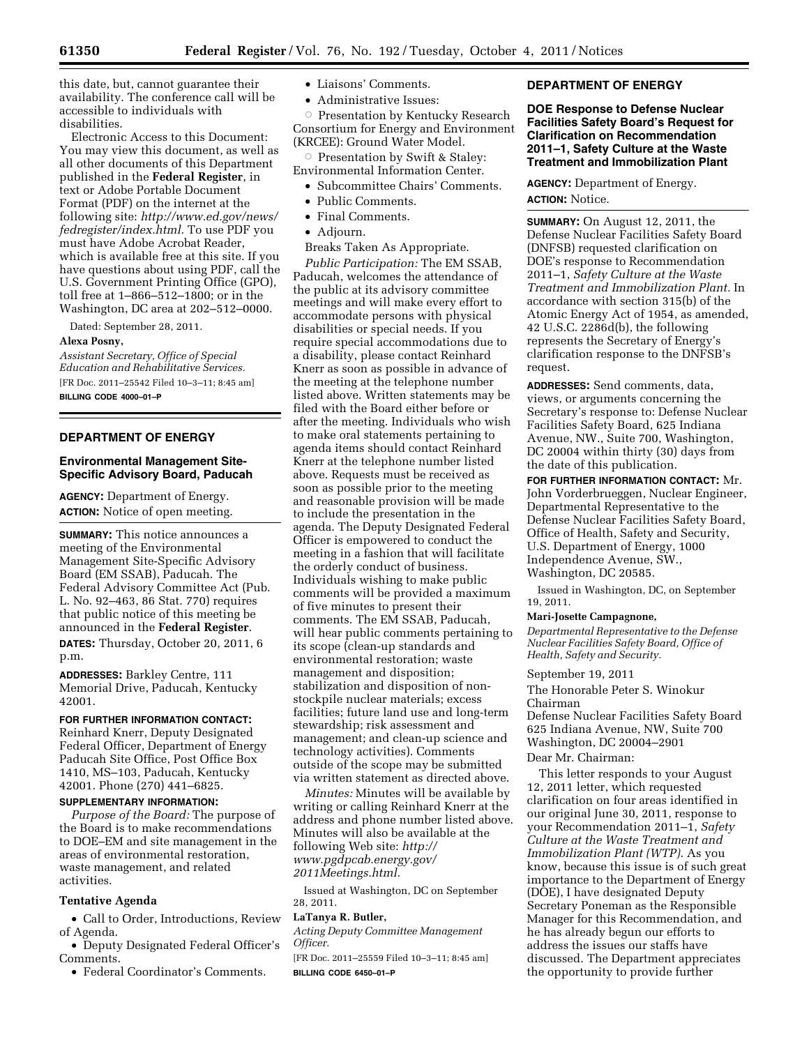this date, but, cannot guarantee their availability. The conference call will be accessible to individuals with disabilities.

Electronic Access to this Document: You may view this document, as well as all other documents of this Department published in the **Federal Register**, in text or Adobe Portable Document Format (PDF) on the internet at the following site: *http://www.ed.gov/news/fedregister/index.html.* To use PDF you must have Adobe Acrobat Reader, which is available free at this site. If you have questions about using PDF, call the U.S. Government Printing Office (GPO), toll free at 1–866–512–1800; or in the Washington, DC area at 202–512–0000.

Dated: September 28, 2011.

**Alexa Posny,**

*Assistant Secretary, Office of Special Education and Rehabilitative Services.*

[FR Doc. 2011–25542 Filed 10–3–11; 8:45 am]

**BILLING CODE 4000–01–P**

## DEPARTMENT OF ENERGY

### Environmental Management Site-Specific Advisory Board, Paducah

**AGENCY:** Department of Energy.

**ACTION:** Notice of open meeting.

**SUMMARY:** This notice announces a meeting of the Environmental Management Site-Specific Advisory Board (EM SSAB), Paducah. The Federal Advisory Committee Act (Pub. L. No. 92–463, 86 Stat. 770) requires that public notice of this meeting be announced in the **Federal Register**.

**DATES:** Thursday, October 20, 2011, 6 p.m.

**ADDRESSES:** Barkley Centre, 111 Memorial Drive, Paducah, Kentucky 42001.

**FOR FURTHER INFORMATION CONTACT:** Reinhard Knerr, Deputy Designated Federal Officer, Department of Energy Paducah Site Office, Post Office Box 1410, MS–103, Paducah, Kentucky 42001. Phone (270) 441–6825.

**SUPPLEMENTARY INFORMATION:**

*Purpose of the Board:* The purpose of the Board is to make recommendations to DOE–EM and site management in the areas of environmental restoration, waste management, and related activities.

#### Tentative Agenda

- Call to Order, Introductions, Review of Agenda.
- Deputy Designated Federal Officer's Comments.
- Federal Coordinator's Comments.
- Liaisons' Comments.
- Administrative Issues:
  - Presentation by Kentucky Research Consortium for Energy and Environment (KRCEE): Ground Water Model.
  - Presentation by Swift & Staley: Environmental Information Center.
- Subcommittee Chairs' Comments.
- Public Comments.
- Final Comments.
- Adjourn.

Breaks Taken As Appropriate.

*Public Participation:* The EM SSAB, Paducah, welcomes the attendance of the public at its advisory committee meetings and will make every effort to accommodate persons with physical disabilities or special needs. If you require special accommodations due to a disability, please contact Reinhard Knerr as soon as possible in advance of the meeting at the telephone number listed above. Written statements may be filed with the Board either before or after the meeting. Individuals who wish to make oral statements pertaining to agenda items should contact Reinhard Knerr at the telephone number listed above. Requests must be received as soon as possible prior to the meeting and reasonable provision will be made to include the presentation in the agenda. The Deputy Designated Federal Officer is empowered to conduct the meeting in a fashion that will facilitate the orderly conduct of business. Individuals wishing to make public comments will be provided a maximum of five minutes to present their comments. The EM SSAB, Paducah, will hear public comments pertaining to its scope (clean-up standards and environmental restoration; waste management and disposition; stabilization and disposition of non-stockpile nuclear materials; excess facilities; future land use and long-term stewardship; risk assessment and management; and clean-up science and technology activities). Comments outside of the scope may be submitted via written statement as directed above.

*Minutes:* Minutes will be available by writing or calling Reinhard Knerr at the address and phone number listed above. Minutes will also be available at the following Web site: *http://www.pgdpcab.energy.gov/2011Meetings.html.*

Issued at Washington, DC on September 28, 2011.

**LaTanya R. Butler,**

*Acting Deputy Committee Management Officer.*

[FR Doc. 2011–25559 Filed 10–3–11; 8:45 am]

**BILLING CODE 6450–01–P**

## DEPARTMENT OF ENERGY

### DOE Response to Defense Nuclear Facilities Safety Board's Request for Clarification on Recommendation 2011–1, Safety Culture at the Waste Treatment and Immobilization Plant

**AGENCY:** Department of Energy.

**ACTION:** Notice.

**SUMMARY:** On August 12, 2011, the Defense Nuclear Facilities Safety Board (DNFSB) requested clarification on DOE's response to Recommendation 2011–1, *Safety Culture at the Waste Treatment and Immobilization Plant.* In accordance with section 315(b) of the Atomic Energy Act of 1954, as amended, 42 U.S.C. 2286d(b), the following represents the Secretary of Energy's clarification response to the DNFSB's request.

**ADDRESSES:** Send comments, data, views, or arguments concerning the Secretary's response to: Defense Nuclear Facilities Safety Board, 625 Indiana Avenue, NW., Suite 700, Washington, DC 20004 within thirty (30) days from the date of this publication.

**FOR FURTHER INFORMATION CONTACT:** Mr. John Vorderbrueggen, Nuclear Engineer, Departmental Representative to the Defense Nuclear Facilities Safety Board, Office of Health, Safety and Security, U.S. Department of Energy, 1000 Independence Avenue, SW., Washington, DC 20585.

Issued in Washington, DC, on September 19, 2011.

**Mari-Josette Campagnone,**

*Departmental Representative to the Defense Nuclear Facilities Safety Board, Office of Health, Safety and Security.*

September 19, 2011

The Honorable Peter S. Winokur
Chairman
Defense Nuclear Facilities Safety Board
625 Indiana Avenue, NW, Suite 700
Washington, DC 20004–2901

Dear Mr. Chairman:

This letter responds to your August 12, 2011 letter, which requested clarification on four areas identified in our original June 30, 2011, response to your Recommendation 2011–1, *Safety Culture at the Waste Treatment and Immobilization Plant (WTP).* As you know, because this issue is of such great importance to the Department of Energy (DOE), I have designated Deputy Secretary Poneman as the Responsible Manager for this Recommendation, and he has already begun our efforts to address the issues our staffs have discussed. The Department appreciates the opportunity to provide further